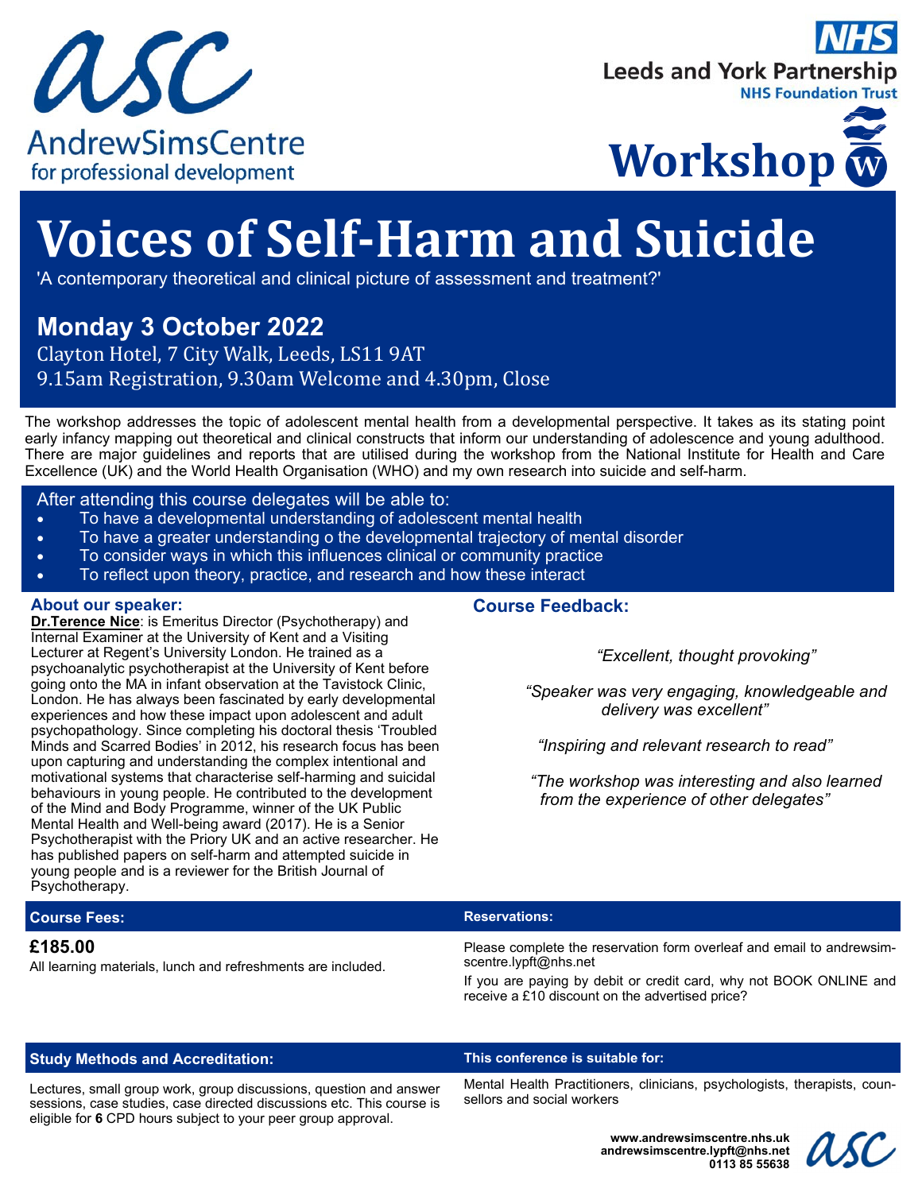AndrewSimsCentre
for professional development

NHS
Leeds and York Partnership
NHS Foundation Trust

Workshop

# Voices of Self-Harm and Suicide

'A contemporary theoretical and clinical picture of assessment and treatment?'

## Monday 3 October 2022

Clayton Hotel, 7 City Walk, Leeds, LS11 9AT
9.15am Registration, 9.30am Welcome and 4.30pm, Close

The workshop addresses the topic of adolescent mental health from a developmental perspective. It takes as its stating point early infancy mapping out theoretical and clinical constructs that inform our understanding of adolescence and young adulthood. There are major guidelines and reports that are utilised during the workshop from the National Institute for Health and Care Excellence (UK) and the World Health Organisation (WHO) and my own research into suicide and self-harm.

After attending this course delegates will be able to:

- To have a developmental understanding of adolescent mental health
- To have a greater understanding o the developmental trajectory of mental disorder
- To consider ways in which this influences clinical or community practice
- To reflect upon theory, practice, and research and how these interact

### About our speaker:

**Dr.Terence Nice**: is Emeritus Director (Psychotherapy) and Internal Examiner at the University of Kent and a Visiting Lecturer at Regent's University London. He trained as a psychoanalytic psychotherapist at the University of Kent before going onto the MA in infant observation at the Tavistock Clinic, London. He has always been fascinated by early developmental experiences and how these impact upon adolescent and adult psychopathology. Since completing his doctoral thesis 'Troubled Minds and Scarred Bodies' in 2012, his research focus has been upon capturing and understanding the complex intentional and motivational systems that characterise self-harming and suicidal behaviours in young people. He contributed to the development of the Mind and Body Programme, winner of the UK Public Mental Health and Well-being award (2017). He is a Senior Psychotherapist with the Priory UK and an active researcher. He has published papers on self-harm and attempted suicide in young people and is a reviewer for the British Journal of Psychotherapy.

### Course Feedback:

*"Excellent, thought provoking"*

*"Speaker was very engaging, knowledgeable and delivery was excellent"*

*"Inspiring and relevant research to read"*

*"The workshop was interesting and also learned from the experience of other delegates"*

### Course Fees:

**£185.00**

All learning materials, lunch and refreshments are included.

### Reservations:

Please complete the reservation form overleaf and email to andrewsimscentre.lypft@nhs.net

If you are paying by debit or credit card, why not BOOK ONLINE and receive a £10 discount on the advertised price?

### Study Methods and Accreditation:

Lectures, small group work, group discussions, question and answer sessions, case studies, case directed discussions etc. This course is eligible for **6** CPD hours subject to your peer group approval.

### This conference is suitable for:

Mental Health Practitioners, clinicians, psychologists, therapists, counsellors and social workers

**www.andrewsimscentre.nhs.uk**
**andrewsimscentre.lypft@nhs.net**
**0113 85 55638**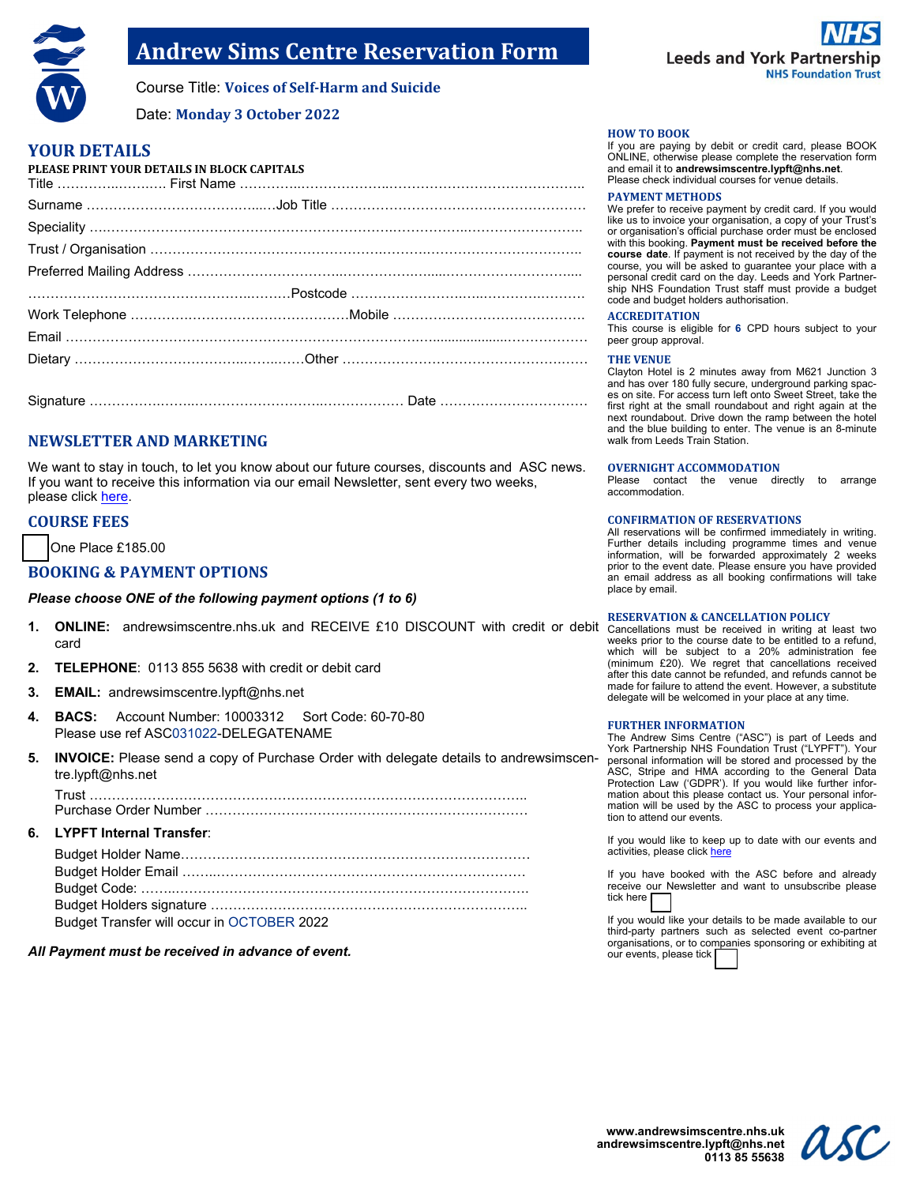# Andrew Sims Centre Reservation Form

Leeds and York Partnership
NHS Foundation Trust

Course Title: **Voices of Self-Harm and Suicide**

Date: **Monday 3 October 2022**

## YOUR DETAILS

**PLEASE PRINT YOUR DETAILS IN BLOCK CAPITALS**

Title ……………..………. First Name ……………..……………..……………………………………..

Surname …………………………….…...…Job Title …………………………………………………

Speciality …..……………………………………………………….………….…..……………………..

Trust / Organisation ……………………………………………….……….…………………………..

Preferred Mailing Address ………………………...……………….......…………………………....

……………………………………………..………Postcode ……………………….….…………….……

Work Telephone …………….…………………………Mobile ……………………………………..

Email …………………………………………………………………….….....................………………

Dietary ……………………………..…….…..……Other ……………………………………………….

Signature ………….……..………………………..……………. Date ……………………………

## NEWSLETTER AND MARKETING

We want to stay in touch, to let you know about our future courses, discounts and ASC news. If you want to receive this information via our email Newsletter, sent every two weeks, please click here.

## COURSE FEES

☐ One Place £185.00

## BOOKING & PAYMENT OPTIONS

***Please choose ONE of the following payment options (1 to 6)***

1. **ONLINE:** andrewsimscentre.nhs.uk and RECEIVE £10 DISCOUNT with credit or debit card
2. **TELEPHONE**: 0113 855 5638 with credit or debit card
3. **EMAIL:** andrewsimscentre.lypft@nhs.net
4. **BACS:** Account Number: 10003312 Sort Code: 60-70-80
   Please use ref ASC031022-DELEGATENAME
5. **INVOICE:** Please send a copy of Purchase Order with delegate details to andrewsimscentre.lypft@nhs.net
   Trust ……………………………………………………………………………………..
   Purchase Order Number ………………………………………………………………
6. **LYPFT Internal Transfer**:
   Budget Holder Name……………………………………………………………………
   Budget Holder Email ……..……………………………………………………………
   Budget Code: ……..…………………………………………………………………….
   Budget Holders signature ………………………………………………………………..
   Budget Transfer will occur in OCTOBER 2022

***All Payment must be received in advance of event.***

### HOW TO BOOK

If you are paying by debit or credit card, please BOOK ONLINE, otherwise please complete the reservation form and email it to **andrewsimscentre.lypft@nhs.net**. Please check individual courses for venue details.

### PAYMENT METHODS

We prefer to receive payment by credit card. If you would like us to invoice your organisation, a copy of your Trust's or organisation's official purchase order must be enclosed with this booking. **Payment must be received before the course date**. If payment is not received by the day of the course, you will be asked to guarantee your place with a personal credit card on the day. Leeds and York Partnership NHS Foundation Trust staff must provide a budget code and budget holders authorisation.

### ACCREDITATION

This course is eligible for **6** CPD hours subject to your peer group approval.

### THE VENUE

Clayton Hotel is 2 minutes away from M621 Junction 3 and has over 180 fully secure, underground parking spaces on site. For access turn left onto Sweet Street, take the first right at the small roundabout and right again at the next roundabout. Drive down the ramp between the hotel and the blue building to enter. The venue is an 8-minute walk from Leeds Train Station.

### OVERNIGHT ACCOMMODATION

Please contact the venue directly to arrange accommodation.

### CONFIRMATION OF RESERVATIONS

All reservations will be confirmed immediately in writing. Further details including programme times and venue information, will be forwarded approximately 2 weeks prior to the event date. Please ensure you have provided an email address as all booking confirmations will take place by email.

### RESERVATION & CANCELLATION POLICY

Cancellations must be received in writing at least two weeks prior to the course date to be entitled to a refund, which will be subject to a 20% administration fee (minimum £20). We regret that cancellations received after this date cannot be refunded, and refunds cannot be made for failure to attend the event. However, a substitute delegate will be welcomed in your place at any time.

### FURTHER INFORMATION

The Andrew Sims Centre ("ASC") is part of Leeds and York Partnership NHS Foundation Trust ("LYPFT"). Your personal information will be stored and processed by the ASC, Stripe and HMA according to the General Data Protection Law ('GDPR'). If you would like further information about this please contact us. Your personal information will be used by the ASC to process your application to attend our events.

If you would like to keep up to date with our events and activities, please click here

If you have booked with the ASC before and already receive our Newsletter and want to unsubscribe please tick here ☐

If you would like your details to be made available to our third-party partners such as selected event co-partner organisations, or to companies sponsoring or exhibiting at our events, please tick ☐

**www.andrewsimscentre.nhs.uk**
**andrewsimscentre.lypft@nhs.net**
**0113 85 55638**